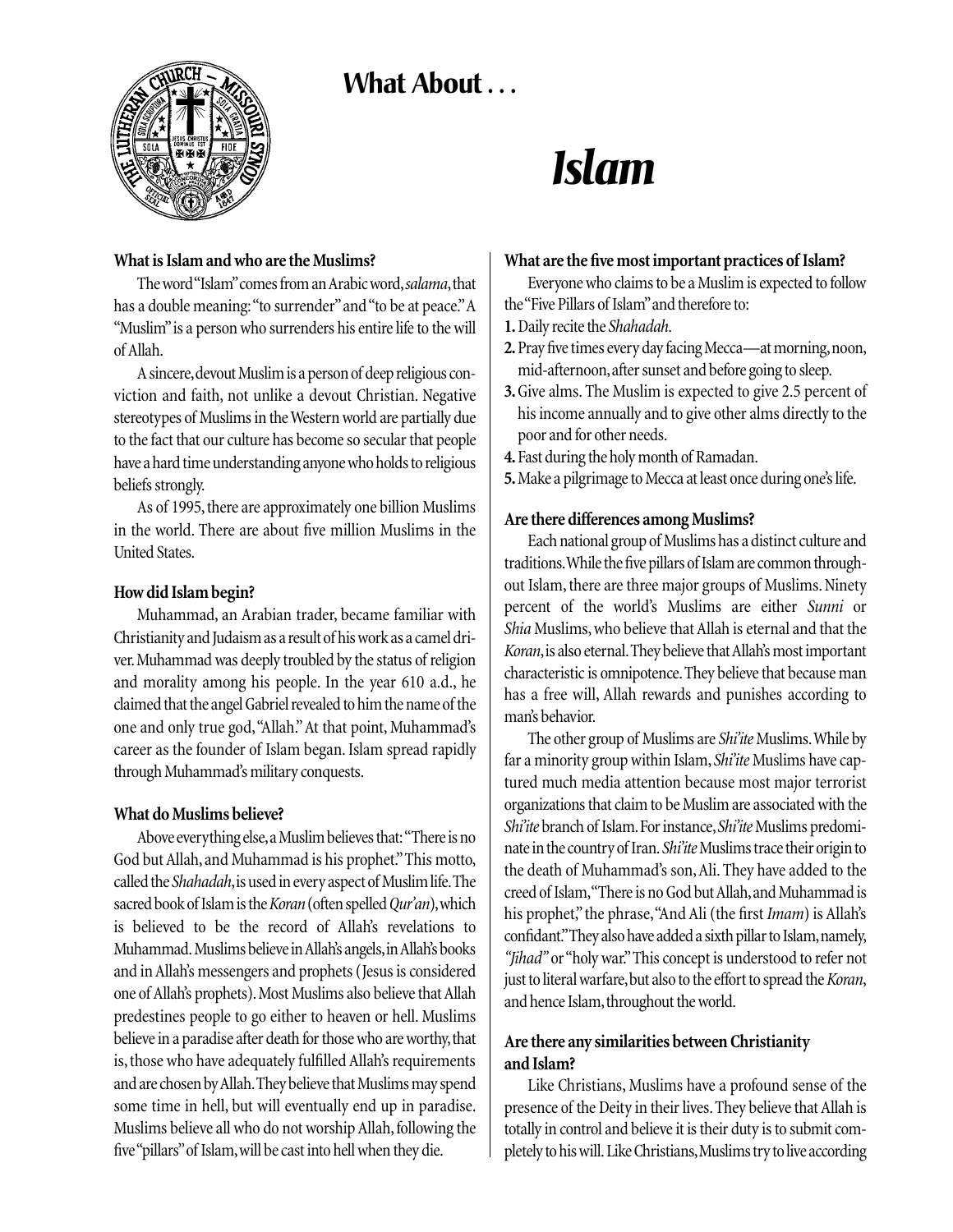## What About . . .

# *Islam*

**What is Islam and who are the Muslims?**

The word "Islam" comes from an Arabic word, *salama*, that has a double meaning: "to surrender" and "to be at peace." A "Muslim" is a person who surrenders his entire life to the will of Allah.

A sincere, devout Muslim is a person of deep religious conviction and faith, not unlike a devout Christian. Negative stereotypes of Muslims in the Western world are partially due to the fact that our culture has become so secular that people have a hard time understanding anyone who holds to religious beliefs strongly.

As of 1995, there are approximately one billion Muslims in the world. There are about five million Muslims in the United States.

**How did Islam begin?**

Muhammad, an Arabian trader, became familiar with Christianity and Judaism as a result of his work as a camel driver. Muhammad was deeply troubled by the status of religion and morality among his people. In the year 610 a.d., he claimed that the angel Gabriel revealed to him the name of the one and only true god, "Allah." At that point, Muhammad's career as the founder of Islam began. Islam spread rapidly through Muhammad's military conquests.

**What do Muslims believe?**

Above everything else, a Muslim believes that: "There is no God but Allah, and Muhammad is his prophet." This motto, called the *Shahadah*, is used in every aspect of Muslim life. The sacred book of Islam is the *Koran* (often spelled *Qur'an*), which is believed to be the record of Allah's revelations to Muhammad. Muslims believe in Allah's angels, in Allah's books and in Allah's messengers and prophets (Jesus is considered one of Allah's prophets). Most Muslims also believe that Allah predestines people to go either to heaven or hell. Muslims believe in a paradise after death for those who are worthy, that is, those who have adequately fulfilled Allah's requirements and are chosen by Allah. They believe that Muslims may spend some time in hell, but will eventually end up in paradise. Muslims believe all who do not worship Allah, following the five "pillars" of Islam, will be cast into hell when they die.

**What are the five most important practices of Islam?**

Everyone who claims to be a Muslim is expected to follow the "Five Pillars of Islam" and therefore to:

**1.** Daily recite the *Shahadah*.
**2.** Pray five times every day facing Mecca—at morning, noon, mid-afternoon, after sunset and before going to sleep.
**3.** Give alms. The Muslim is expected to give 2.5 percent of his income annually and to give other alms directly to the poor and for other needs.
**4.** Fast during the holy month of Ramadan.
**5.** Make a pilgrimage to Mecca at least once during one's life.

**Are there differences among Muslims?**

Each national group of Muslims has a distinct culture and traditions. While the five pillars of Islam are common throughout Islam, there are three major groups of Muslims. Ninety percent of the world's Muslims are either *Sunni* or *Shia* Muslims, who believe that Allah is eternal and that the *Koran*, is also eternal. They believe that Allah's most important characteristic is omnipotence. They believe that because man has a free will, Allah rewards and punishes according to man's behavior.

The other group of Muslims are *Shi'ite* Muslims. While by far a minority group within Islam, *Shi'ite* Muslims have captured much media attention because most major terrorist organizations that claim to be Muslim are associated with the *Shi'ite* branch of Islam. For instance, *Shi'ite* Muslims predominate in the country of Iran. *Shi'ite* Muslims trace their origin to the death of Muhammad's son, Ali. They have added to the creed of Islam, "There is no God but Allah, and Muhammad is his prophet," the phrase, "And Ali (the first *Imam*) is Allah's confidant." They also have added a sixth pillar to Islam, namely, *"Jihad"* or "holy war." This concept is understood to refer not just to literal warfare, but also to the effort to spread the *Koran*, and hence Islam, throughout the world.

**Are there any similarities between Christianity and Islam?**

Like Christians, Muslims have a profound sense of the presence of the Deity in their lives. They believe that Allah is totally in control and believe it is their duty is to submit completely to his will. Like Christians, Muslims try to live according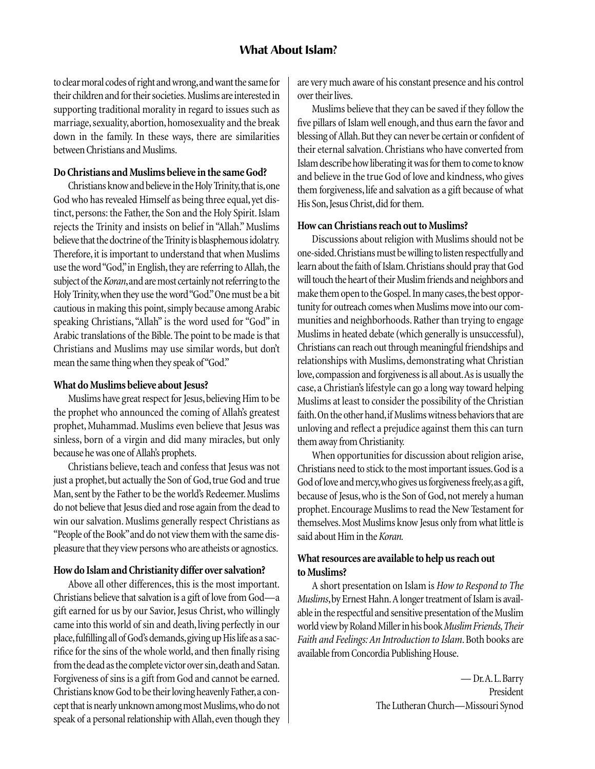to clear moral codes of right and wrong, and want the same for their children and for their societies. Muslims are interested in supporting traditional morality in regard to issues such as marriage, sexuality, abortion, homosexuality and the break down in the family. In these ways, there are similarities between Christians and Muslims.

**Do Christians and Muslims believe in the same God?**

Christians know and believe in the Holy Trinity, that is, one God who has revealed Himself as being three equal, yet distinct, persons: the Father, the Son and the Holy Spirit. Islam rejects the Trinity and insists on belief in "Allah." Muslims believe that the doctrine of the Trinity is blasphemous idolatry. Therefore, it is important to understand that when Muslims use the word "God," in English, they are referring to Allah, the subject of the *Koran*, and are most certainly not referring to the Holy Trinity, when they use the word "God." One must be a bit cautious in making this point, simply because among Arabic speaking Christians, "Allah" is the word used for "God" in Arabic translations of the Bible. The point to be made is that Christians and Muslims may use similar words, but don't mean the same thing when they speak of "God."

**What do Muslims believe about Jesus?**

Muslims have great respect for Jesus, believing Him to be the prophet who announced the coming of Allah's greatest prophet, Muhammad. Muslims even believe that Jesus was sinless, born of a virgin and did many miracles, but only because he was one of Allah's prophets.

Christians believe, teach and confess that Jesus was not just a prophet, but actually the Son of God, true God and true Man, sent by the Father to be the world's Redeemer. Muslims do not believe that Jesus died and rose again from the dead to win our salvation. Muslims generally respect Christians as "People of the Book" and do not view them with the same displeasure that they view persons who are atheists or agnostics.

**How do Islam and Christianity differ over salvation?**

Above all other differences, this is the most important. Christians believe that salvation is a gift of love from God—a gift earned for us by our Savior, Jesus Christ, who willingly came into this world of sin and death, living perfectly in our place, fulfilling all of God's demands, giving up His life as a sacrifice for the sins of the whole world, and then finally rising from the dead as the complete victor over sin, death and Satan. Forgiveness of sins is a gift from God and cannot be earned. Christians know God to be their loving heavenly Father, a concept that is nearly unknown among most Muslims, who do not speak of a personal relationship with Allah, even though they are very much aware of his constant presence and his control over their lives.

Muslims believe that they can be saved if they follow the five pillars of Islam well enough, and thus earn the favor and blessing of Allah. But they can never be certain or confident of their eternal salvation. Christians who have converted from Islam describe how liberating it was for them to come to know and believe in the true God of love and kindness, who gives them forgiveness, life and salvation as a gift because of what His Son, Jesus Christ, did for them.

**How can Christians reach out to Muslims?**

Discussions about religion with Muslims should not be one-sided. Christians must be willing to listen respectfully and learn about the faith of Islam. Christians should pray that God will touch the heart of their Muslim friends and neighbors and make them open to the Gospel. In many cases, the best opportunity for outreach comes when Muslims move into our communities and neighborhoods. Rather than trying to engage Muslims in heated debate (which generally is unsuccessful), Christians can reach out through meaningful friendships and relationships with Muslims, demonstrating what Christian love, compassion and forgiveness is all about. As is usually the case, a Christian's lifestyle can go a long way toward helping Muslims at least to consider the possibility of the Christian faith. On the other hand, if Muslims witness behaviors that are unloving and reflect a prejudice against them this can turn them away from Christianity.

When opportunities for discussion about religion arise, Christians need to stick to the most important issues. God is a God of love and mercy, who gives us forgiveness freely, as a gift, because of Jesus, who is the Son of God, not merely a human prophet. Encourage Muslims to read the New Testament for themselves. Most Muslims know Jesus only from what little is said about Him in the *Koran.*

**What resources are available to help us reach out to Muslims?**

A short presentation on Islam is *How to Respond to The Muslims*, by Ernest Hahn. A longer treatment of Islam is available in the respectful and sensitive presentation of the Muslim world view by Roland Miller in his book *Muslim Friends, Their Faith and Feelings: An Introduction to Islam*. Both books are available from Concordia Publishing House.

— Dr. A. L. Barry
President
The Lutheran Church—Missouri Synod